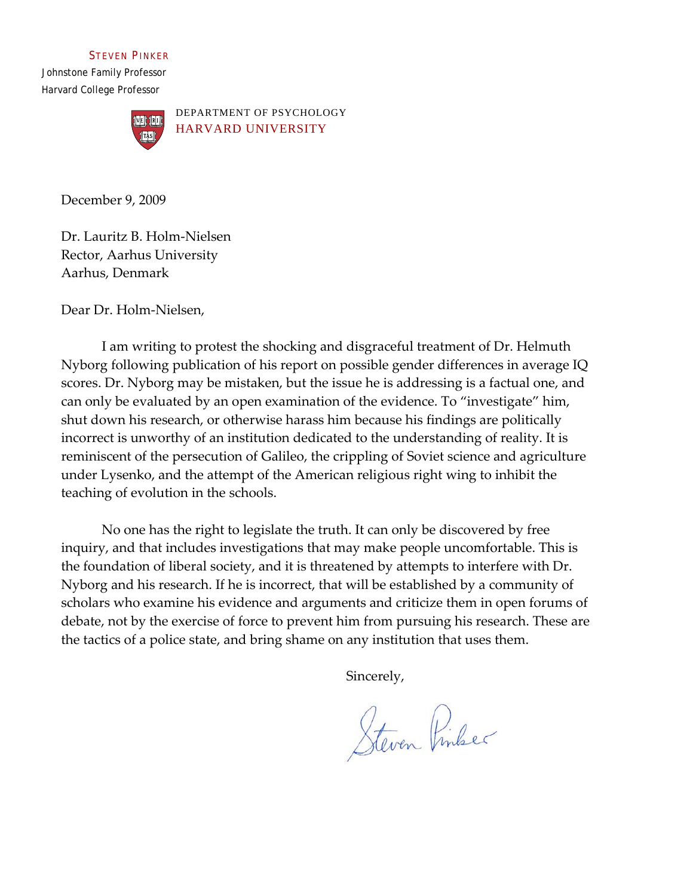STEVEN PINKER
Johnstone Family Professor
Harvard College Professor

DEPARTMENT OF PSYCHOLOGY
HARVARD UNIVERSITY

December 9, 2009

Dr. Lauritz B. Holm-Nielsen
Rector, Aarhus University
Aarhus, Denmark

Dear Dr. Holm-Nielsen,

I am writing to protest the shocking and disgraceful treatment of Dr. Helmuth Nyborg following publication of his report on possible gender differences in average IQ scores. Dr. Nyborg may be mistaken, but the issue he is addressing is a factual one, and can only be evaluated by an open examination of the evidence. To "investigate" him, shut down his research, or otherwise harass him because his findings are politically incorrect is unworthy of an institution dedicated to the understanding of reality. It is reminiscent of the persecution of Galileo, the crippling of Soviet science and agriculture under Lysenko, and the attempt of the American religious right wing to inhibit the teaching of evolution in the schools.

No one has the right to legislate the truth. It can only be discovered by free inquiry, and that includes investigations that may make people uncomfortable. This is the foundation of liberal society, and it is threatened by attempts to interfere with Dr. Nyborg and his research. If he is incorrect, that will be established by a community of scholars who examine his evidence and arguments and criticize them in open forums of debate, not by the exercise of force to prevent him from pursuing his research. These are the tactics of a police state, and bring shame on any institution that uses them.

Sincerely,

Steven Pinker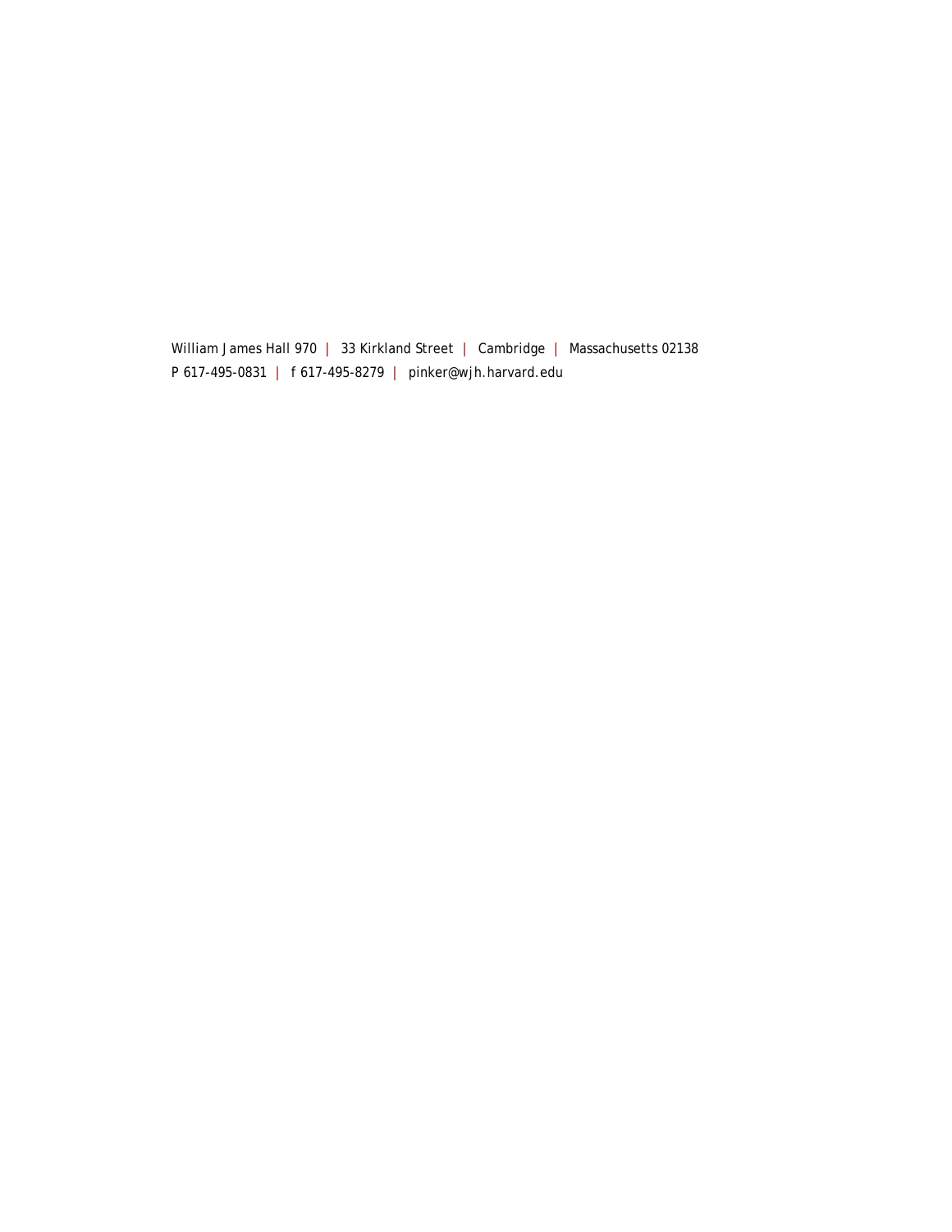William James Hall 970 | 33 Kirkland Street | Cambridge | Massachusetts 02138
P 617-495-0831 | f 617-495-8279 | pinker@wjh.harvard.edu